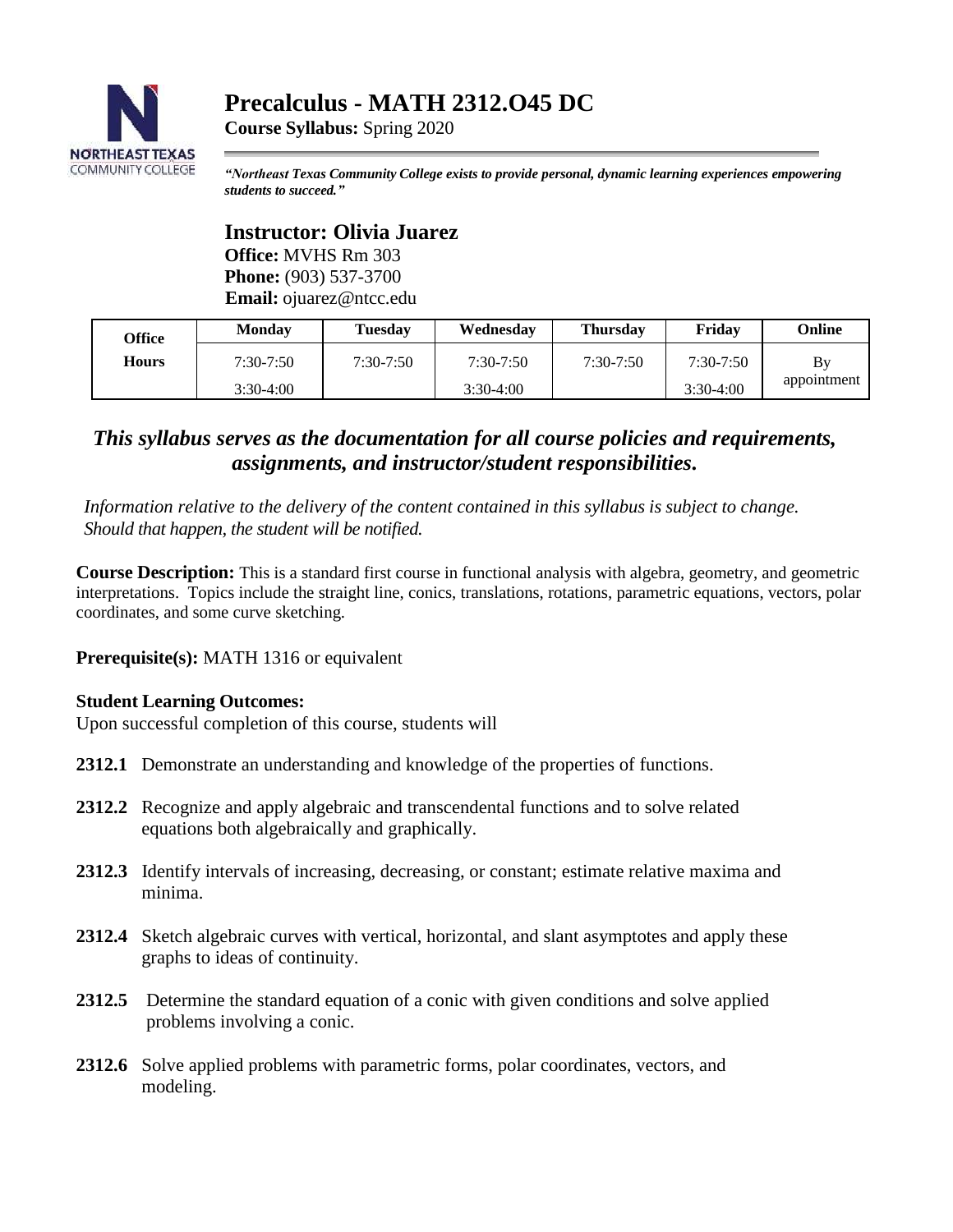# Precalculus - MATH 2312.O45 DC

**Course Syllabus:** Spring 2020

***"Northeast Texas Community College exists to provide personal, dynamic learning experiences empowering students to succeed."***

## Instructor: Olivia Juarez

**Office:** MVHS Rm 303
**Phone:** (903) 537-3700
**Email:** ojuarez@ntcc.edu

| Office Hours | Monday | Tuesday | Wednesday | Thursday | Friday | Online |
|---|---|---|---|---|---|---|
| | 7:30-7:50<br>3:30-4:00 | 7:30-7:50 | 7:30-7:50<br>3:30-4:00 | 7:30-7:50 | 7:30-7:50<br>3:30-4:00 | By appointment |

### *This syllabus serves as the documentation for all course policies and requirements, assignments, and instructor/student responsibilities.*

*Information relative to the delivery of the content contained in this syllabus is subject to change. Should that happen, the student will be notified.*

**Course Description:** This is a standard first course in functional analysis with algebra, geometry, and geometric interpretations. Topics include the straight line, conics, translations, rotations, parametric equations, vectors, polar coordinates, and some curve sketching.

**Prerequisite(s):** MATH 1316 or equivalent

**Student Learning Outcomes:**
Upon successful completion of this course, students will

**2312.1** Demonstrate an understanding and knowledge of the properties of functions.

**2312.2** Recognize and apply algebraic and transcendental functions and to solve related equations both algebraically and graphically.

**2312.3** Identify intervals of increasing, decreasing, or constant; estimate relative maxima and minima.

**2312.4** Sketch algebraic curves with vertical, horizontal, and slant asymptotes and apply these graphs to ideas of continuity.

**2312.5** Determine the standard equation of a conic with given conditions and solve applied problems involving a conic.

**2312.6** Solve applied problems with parametric forms, polar coordinates, vectors, and modeling.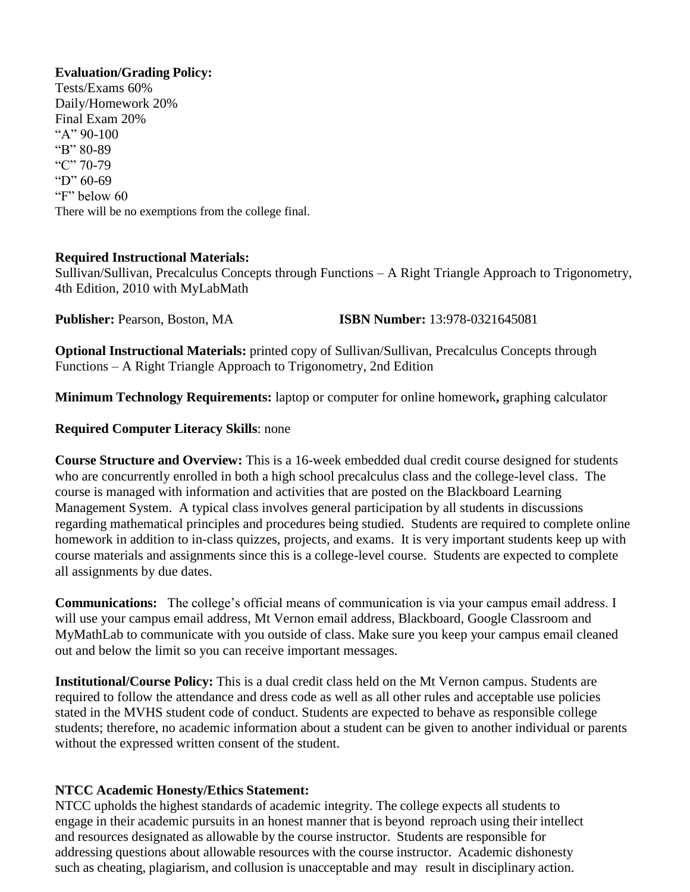**Evaluation/Grading Policy:**

Tests/Exams 60%
Daily/Homework 20%
Final Exam 20%
"A" 90-100
"B" 80-89
"C" 70-79
"D" 60-69
"F" below 60
There will be no exemptions from the college final.

**Required Instructional Materials:**
Sullivan/Sullivan, Precalculus Concepts through Functions – A Right Triangle Approach to Trigonometry, 4th Edition, 2010 with MyLabMath

**Publisher:** Pearson, Boston, MA **ISBN Number:** 13:978-0321645081

**Optional Instructional Materials:** printed copy of Sullivan/Sullivan, Precalculus Concepts through Functions – A Right Triangle Approach to Trigonometry, 2nd Edition

**Minimum Technology Requirements:** laptop or computer for online homework**,** graphing calculator

**Required Computer Literacy Skills**: none

**Course Structure and Overview:** This is a 16-week embedded dual credit course designed for students who are concurrently enrolled in both a high school precalculus class and the college-level class. The course is managed with information and activities that are posted on the Blackboard Learning Management System. A typical class involves general participation by all students in discussions regarding mathematical principles and procedures being studied. Students are required to complete online homework in addition to in-class quizzes, projects, and exams. It is very important students keep up with course materials and assignments since this is a college-level course. Students are expected to complete all assignments by due dates.

**Communications:** The college's official means of communication is via your campus email address. I will use your campus email address, Mt Vernon email address, Blackboard, Google Classroom and MyMathLab to communicate with you outside of class. Make sure you keep your campus email cleaned out and below the limit so you can receive important messages.

**Institutional/Course Policy:** This is a dual credit class held on the Mt Vernon campus. Students are required to follow the attendance and dress code as well as all other rules and acceptable use policies stated in the MVHS student code of conduct. Students are expected to behave as responsible college students; therefore, no academic information about a student can be given to another individual or parents without the expressed written consent of the student.

**NTCC Academic Honesty/Ethics Statement:**

NTCC upholds the highest standards of academic integrity. The college expects all students to engage in their academic pursuits in an honest manner that is beyond reproach using their intellect and resources designated as allowable by the course instructor. Students are responsible for addressing questions about allowable resources with the course instructor. Academic dishonesty such as cheating, plagiarism, and collusion is unacceptable and may result in disciplinary action.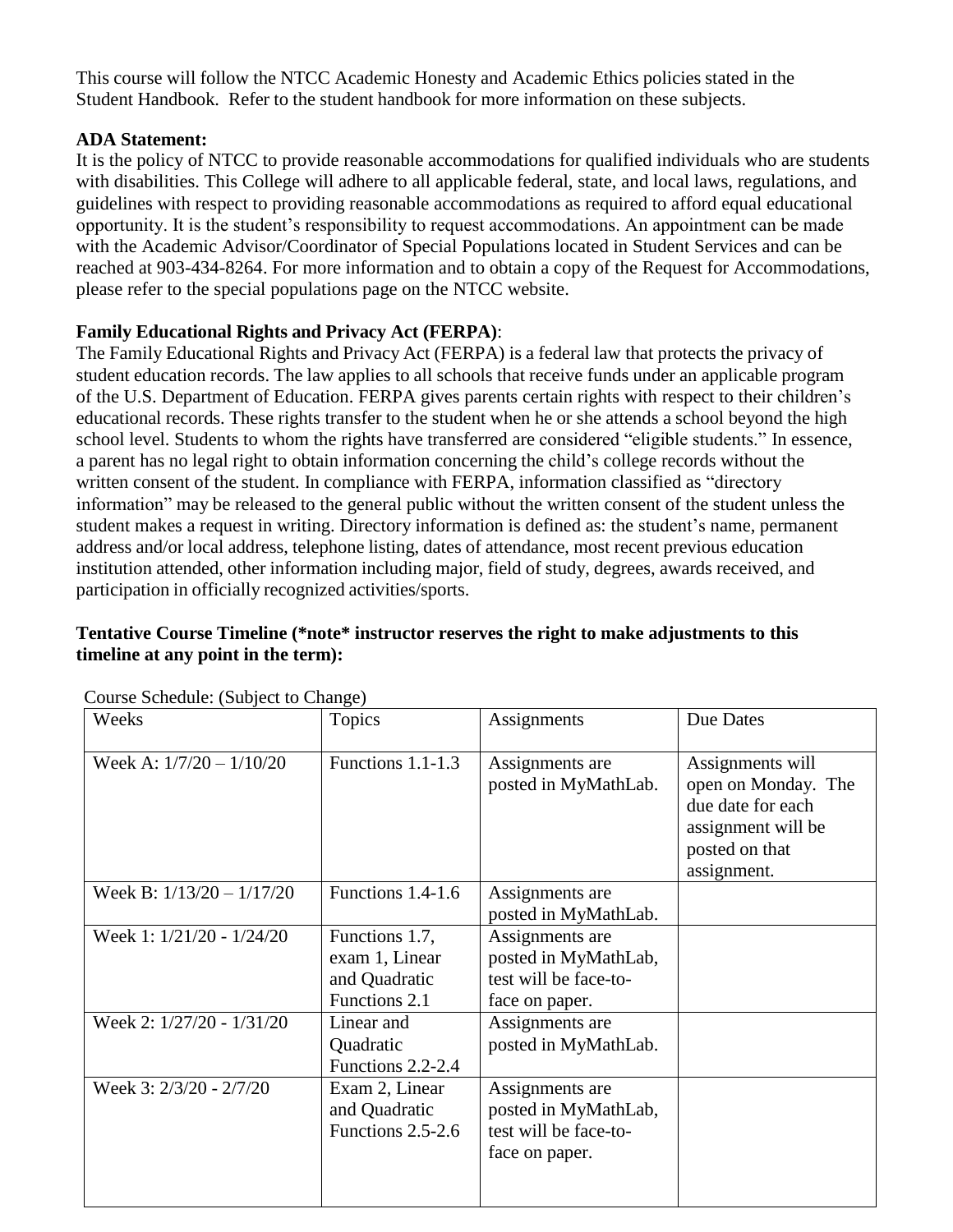This course will follow the NTCC Academic Honesty and Academic Ethics policies stated in the Student Handbook. Refer to the student handbook for more information on these subjects.

**ADA Statement:**

It is the policy of NTCC to provide reasonable accommodations for qualified individuals who are students with disabilities. This College will adhere to all applicable federal, state, and local laws, regulations, and guidelines with respect to providing reasonable accommodations as required to afford equal educational opportunity. It is the student's responsibility to request accommodations. An appointment can be made with the Academic Advisor/Coordinator of Special Populations located in Student Services and can be reached at 903-434-8264. For more information and to obtain a copy of the Request for Accommodations, please refer to the special populations page on the NTCC website.

**Family Educational Rights and Privacy Act (FERPA)**:

The Family Educational Rights and Privacy Act (FERPA) is a federal law that protects the privacy of student education records. The law applies to all schools that receive funds under an applicable program of the U.S. Department of Education. FERPA gives parents certain rights with respect to their children's educational records. These rights transfer to the student when he or she attends a school beyond the high school level. Students to whom the rights have transferred are considered "eligible students." In essence, a parent has no legal right to obtain information concerning the child's college records without the written consent of the student. In compliance with FERPA, information classified as "directory information" may be released to the general public without the written consent of the student unless the student makes a request in writing. Directory information is defined as: the student's name, permanent address and/or local address, telephone listing, dates of attendance, most recent previous education institution attended, other information including major, field of study, degrees, awards received, and participation in officially recognized activities/sports.

**Tentative Course Timeline (\*note\* instructor reserves the right to make adjustments to this timeline at any point in the term):**

Course Schedule: (Subject to Change)

| Weeks | Topics | Assignments | Due Dates |
|---|---|---|---|
| Week A: 1/7/20 – 1/10/20 | Functions 1.1-1.3 | Assignments are posted in MyMathLab. | Assignments will open on Monday. The due date for each assignment will be posted on that assignment. |
| Week B: 1/13/20 – 1/17/20 | Functions 1.4-1.6 | Assignments are posted in MyMathLab. | |
| Week 1: 1/21/20 - 1/24/20 | Functions 1.7, exam 1, Linear and Quadratic Functions 2.1 | Assignments are posted in MyMathLab, test will be face-to-face on paper. | |
| Week 2: 1/27/20 - 1/31/20 | Linear and Quadratic Functions 2.2-2.4 | Assignments are posted in MyMathLab. | |
| Week 3: 2/3/20 - 2/7/20 | Exam 2, Linear and Quadratic Functions 2.5-2.6 | Assignments are posted in MyMathLab, test will be face-to-face on paper. | |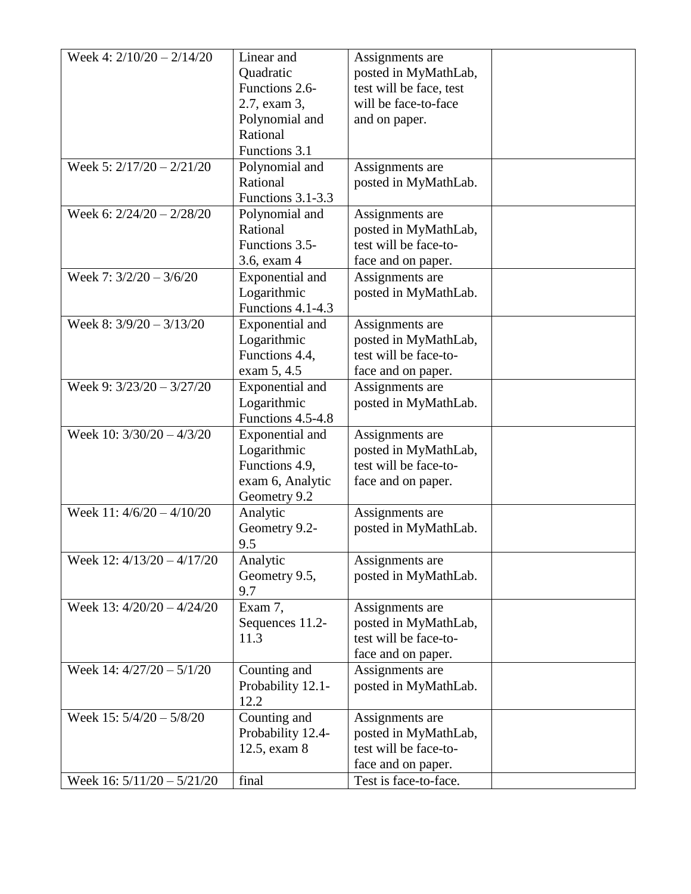| | | | |
|---|---|---|---|
| Week 4: 2/10/20 – 2/14/20 | Linear and Quadratic Functions 2.6-2.7, exam 3, Polynomial and Rational Functions 3.1 | Assignments are posted in MyMathLab, test will be face, test will be face-to-face and on paper. | |
| Week 5: 2/17/20 – 2/21/20 | Polynomial and Rational Functions 3.1-3.3 | Assignments are posted in MyMathLab. | |
| Week 6: 2/24/20 – 2/28/20 | Polynomial and Rational Functions 3.5-3.6, exam 4 | Assignments are posted in MyMathLab, test will be face-to-face and on paper. | |
| Week 7: 3/2/20 – 3/6/20 | Exponential and Logarithmic Functions 4.1-4.3 | Assignments are posted in MyMathLab. | |
| Week 8: 3/9/20 – 3/13/20 | Exponential and Logarithmic Functions 4.4, exam 5, 4.5 | Assignments are posted in MyMathLab, test will be face-to-face and on paper. | |
| Week 9: 3/23/20 – 3/27/20 | Exponential and Logarithmic Functions 4.5-4.8 | Assignments are posted in MyMathLab. | |
| Week 10: 3/30/20 – 4/3/20 | Exponential and Logarithmic Functions 4.9, exam 6, Analytic Geometry 9.2 | Assignments are posted in MyMathLab, test will be face-to-face and on paper. | |
| Week 11: 4/6/20 – 4/10/20 | Analytic Geometry 9.2-9.5 | Assignments are posted in MyMathLab. | |
| Week 12: 4/13/20 – 4/17/20 | Analytic Geometry 9.5, 9.7 | Assignments are posted in MyMathLab. | |
| Week 13: 4/20/20 – 4/24/20 | Exam 7, Sequences 11.2-11.3 | Assignments are posted in MyMathLab, test will be face-to-face and on paper. | |
| Week 14: 4/27/20 – 5/1/20 | Counting and Probability 12.1-12.2 | Assignments are posted in MyMathLab. | |
| Week 15: 5/4/20 – 5/8/20 | Counting and Probability 12.4-12.5, exam 8 | Assignments are posted in MyMathLab, test will be face-to-face and on paper. | |
| Week 16: 5/11/20 – 5/21/20 | final | Test is face-to-face. | |